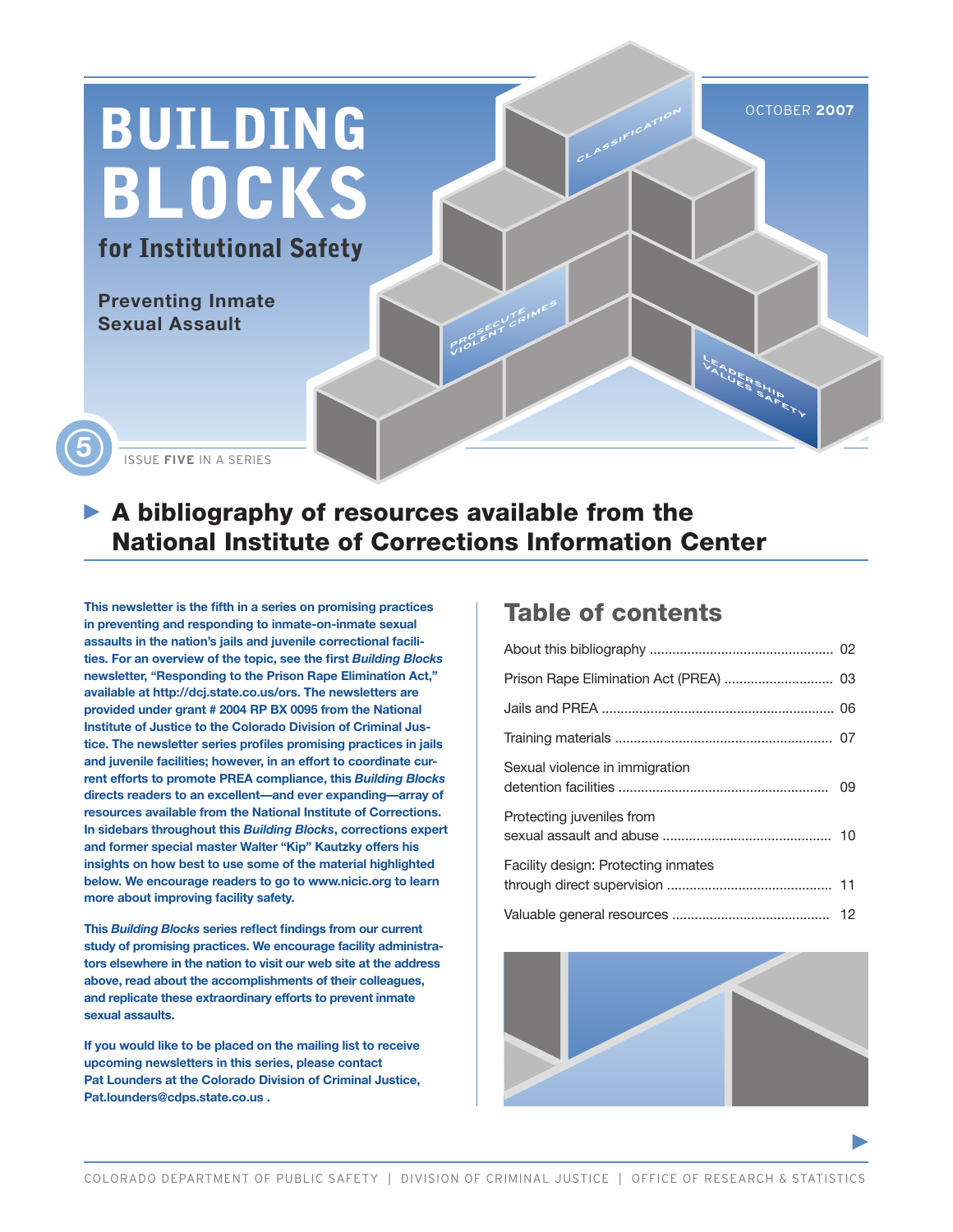# BUILDING BLOCKS

## for Institutional Safety

### Preventing Inmate Sexual Assault

OCTOBER 2007

ISSUE FIVE IN A SERIES

## A bibliography of resources available from the National Institute of Corrections Information Center

**This newsletter is the fifth in a series on promising practices in preventing and responding to inmate-on-inmate sexual assaults in the nation's jails and juvenile correctional facilities. For an overview of the topic, see the first *Building Blocks* newsletter, "Responding to the Prison Rape Elimination Act," available at http://dcj.state.co.us/ors. The newsletters are provided under grant # 2004 RP BX 0095 from the National Institute of Justice to the Colorado Division of Criminal Justice. The newsletter series profiles promising practices in jails and juvenile facilities; however, in an effort to coordinate current efforts to promote PREA compliance, this *Building Blocks* directs readers to an excellent—and ever expanding—array of resources available from the National Institute of Corrections. In sidebars throughout this *Building Blocks*, corrections expert and former special master Walter "Kip" Kautzky offers his insights on how best to use some of the material highlighted below. We encourage readers to go to www.nicic.org to learn more about improving facility safety.**

**This *Building Blocks* series reflect findings from our current study of promising practices. We encourage facility administrators elsewhere in the nation to visit our web site at the address above, read about the accomplishments of their colleagues, and replicate these extraordinary efforts to prevent inmate sexual assaults.**

**If you would like to be placed on the mailing list to receive upcoming newsletters in this series, please contact Pat Lounders at the Colorado Division of Criminal Justice, Pat.lounders@cdps.state.co.us .**

## Table of contents

| | |
|---|---|
| About this bibliography | 02 |
| Prison Rape Elimination Act (PREA) | 03 |
| Jails and PREA | 06 |
| Training materials | 07 |
| Sexual violence in immigration detention facilities | 09 |
| Protecting juveniles from sexual assault and abuse | 10 |
| Facility design: Protecting inmates through direct supervision | 11 |
| Valuable general resources | 12 |

COLORADO DEPARTMENT OF PUBLIC SAFETY | DIVISION OF CRIMINAL JUSTICE | OFFICE OF RESEARCH & STATISTICS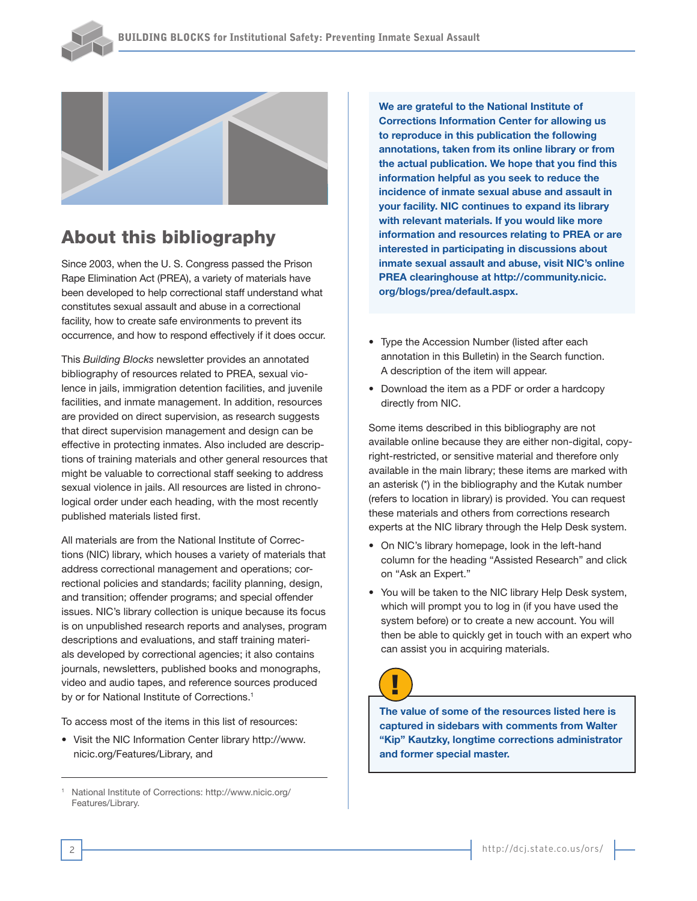## About this bibliography

Since 2003, when the U. S. Congress passed the Prison Rape Elimination Act (PREA), a variety of materials have been developed to help correctional staff understand what constitutes sexual assault and abuse in a correctional facility, how to create safe environments to prevent its occurrence, and how to respond effectively if it does occur.

This *Building Blocks* newsletter provides an annotated bibliography of resources related to PREA, sexual violence in jails, immigration detention facilities, and juvenile facilities, and inmate management. In addition, resources are provided on direct supervision, as research suggests that direct supervision management and design can be effective in protecting inmates. Also included are descriptions of training materials and other general resources that might be valuable to correctional staff seeking to address sexual violence in jails. All resources are listed in chronological order under each heading, with the most recently published materials listed first.

All materials are from the National Institute of Corrections (NIC) library, which houses a variety of materials that address correctional management and operations; correctional policies and standards; facility planning, design, and transition; offender programs; and special offender issues. NIC's library collection is unique because its focus is on unpublished research reports and analyses, program descriptions and evaluations, and staff training materials developed by correctional agencies; it also contains journals, newsletters, published books and monographs, video and audio tapes, and reference sources produced by or for National Institute of Corrections.[1]

To access most of the items in this list of resources:

- Visit the NIC Information Center library http://www.nicic.org/Features/Library, and
- Type the Accession Number (listed after each annotation in this Bulletin) in the Search function. A description of the item will appear.
- Download the item as a PDF or order a hardcopy directly from NIC.

Some items described in this bibliography are not available online because they are either non-digital, copyright-restricted, or sensitive material and therefore only available in the main library; these items are marked with an asterisk (*) in the bibliography and the Kutak number (refers to location in library) is provided. You can request these materials and others from corrections research experts at the NIC library through the Help Desk system.

- On NIC's library homepage, look in the left-hand column for the heading "Assisted Research" and click on "Ask an Expert."
- You will be taken to the NIC library Help Desk system, which will prompt you to log in (if you have used the system before) or to create a new account. You will then be able to quickly get in touch with an expert who can assist you in acquiring materials.

**We are grateful to the National Institute of Corrections Information Center for allowing us to reproduce in this publication the following annotations, taken from its online library or from the actual publication. We hope that you find this information helpful as you seek to reduce the incidence of inmate sexual abuse and assault in your facility. NIC continues to expand its library with relevant materials. If you would like more information and resources relating to PREA or are interested in participating in discussions about inmate sexual assault and abuse, visit NIC's online PREA clearinghouse at http://community.nicic.org/blogs/prea/default.aspx.**

**The value of some of the resources listed here is captured in sidebars with comments from Walter "Kip" Kautzky, longtime corrections administrator and former special master.**

[1] National Institute of Corrections: http://www.nicic.org/Features/Library.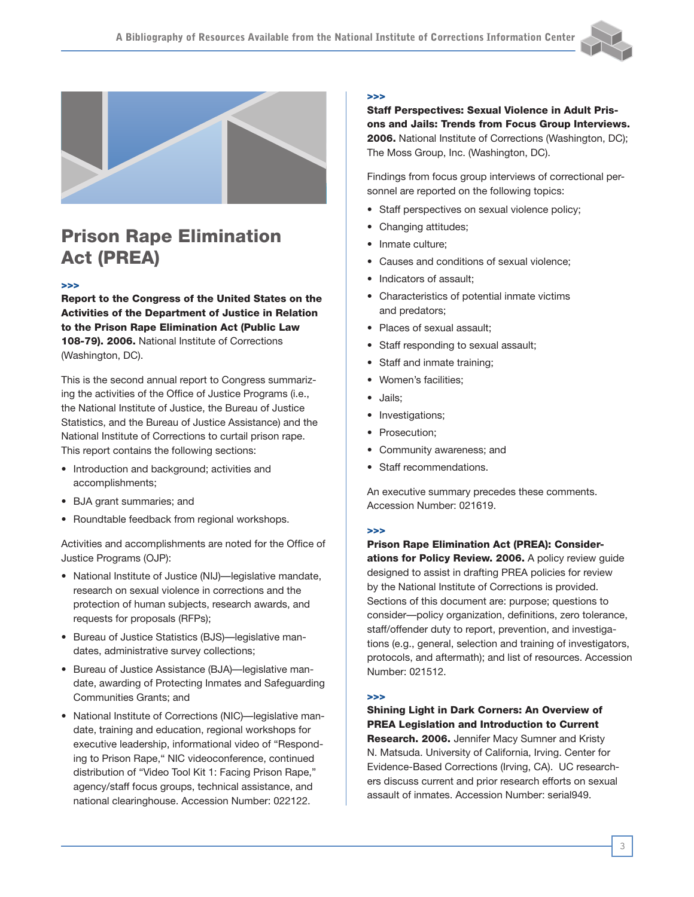# Prison Rape Elimination Act (PREA)

>>>

**Report to the Congress of the United States on the Activities of the Department of Justice in Relation to the Prison Rape Elimination Act (Public Law 108-79). 2006.** National Institute of Corrections (Washington, DC).

This is the second annual report to Congress summarizing the activities of the Office of Justice Programs (i.e., the National Institute of Justice, the Bureau of Justice Statistics, and the Bureau of Justice Assistance) and the National Institute of Corrections to curtail prison rape. This report contains the following sections:

- Introduction and background; activities and accomplishments;
- BJA grant summaries; and
- Roundtable feedback from regional workshops.

Activities and accomplishments are noted for the Office of Justice Programs (OJP):

- National Institute of Justice (NIJ)—legislative mandate, research on sexual violence in corrections and the protection of human subjects, research awards, and requests for proposals (RFPs);
- Bureau of Justice Statistics (BJS)—legislative mandates, administrative survey collections;
- Bureau of Justice Assistance (BJA)—legislative mandate, awarding of Protecting Inmates and Safeguarding Communities Grants; and
- National Institute of Corrections (NIC)—legislative mandate, training and education, regional workshops for executive leadership, informational video of "Responding to Prison Rape," NIC videoconference, continued distribution of "Video Tool Kit 1: Facing Prison Rape," agency/staff focus groups, technical assistance, and national clearinghouse. Accession Number: 022122.

>>>

**Staff Perspectives: Sexual Violence in Adult Prisons and Jails: Trends from Focus Group Interviews. 2006.** National Institute of Corrections (Washington, DC); The Moss Group, Inc. (Washington, DC).

Findings from focus group interviews of correctional personnel are reported on the following topics:

- Staff perspectives on sexual violence policy;
- Changing attitudes;
- Inmate culture;
- Causes and conditions of sexual violence;
- Indicators of assault;
- Characteristics of potential inmate victims and predators;
- Places of sexual assault;
- Staff responding to sexual assault;
- Staff and inmate training;
- Women's facilities;
- Jails;
- Investigations;
- Prosecution;
- Community awareness; and
- Staff recommendations.

An executive summary precedes these comments. Accession Number: 021619.

>>>

**Prison Rape Elimination Act (PREA): Considerations for Policy Review. 2006.** A policy review guide designed to assist in drafting PREA policies for review by the National Institute of Corrections is provided. Sections of this document are: purpose; questions to consider—policy organization, definitions, zero tolerance, staff/offender duty to report, prevention, and investigations (e.g., general, selection and training of investigators, protocols, and aftermath); and list of resources. Accession Number: 021512.

>>>

**Shining Light in Dark Corners: An Overview of PREA Legislation and Introduction to Current Research. 2006.** Jennifer Macy Sumner and Kristy N. Matsuda. University of California, Irving. Center for Evidence-Based Corrections (Irving, CA). UC researchers discuss current and prior research efforts on sexual assault of inmates. Accession Number: serial949.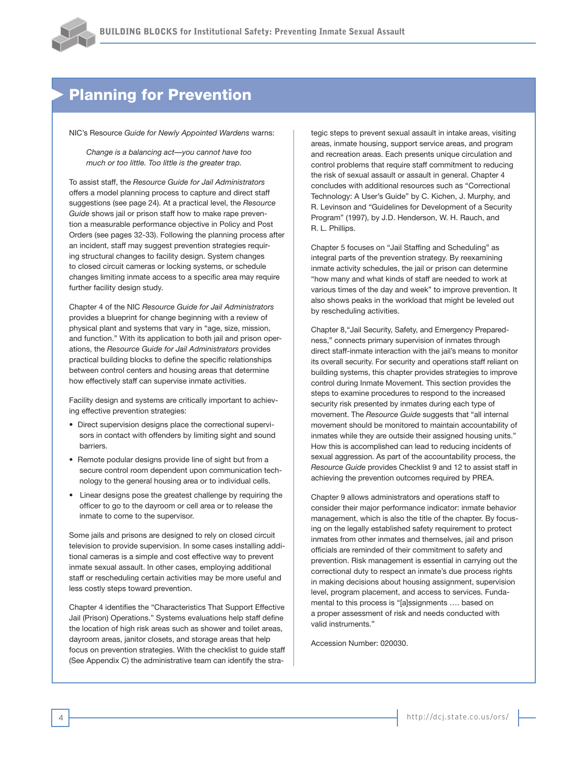## Planning for Prevention

NIC's Resource *Guide for Newly Appointed Wardens* warns:

> *Change is a balancing act—you cannot have too much or too little. Too little is the greater trap.*

To assist staff, the *Resource Guide for Jail Administrators* offers a model planning process to capture and direct staff suggestions (see page 24). At a practical level, the *Resource Guide* shows jail or prison staff how to make rape prevention a measurable performance objective in Policy and Post Orders (see pages 32-33). Following the planning process after an incident, staff may suggest prevention strategies requiring structural changes to facility design. System changes to closed circuit cameras or locking systems, or schedule changes limiting inmate access to a specific area may require further facility design study.

Chapter 4 of the NIC *Resource Guide for Jail Administrators* provides a blueprint for change beginning with a review of physical plant and systems that vary in "age, size, mission, and function." With its application to both jail and prison operations, the *Resource Guide for Jail Administrators* provides practical building blocks to define the specific relationships between control centers and housing areas that determine how effectively staff can supervise inmate activities.

Facility design and systems are critically important to achieving effective prevention strategies:

- Direct supervision designs place the correctional supervisors in contact with offenders by limiting sight and sound barriers.
- Remote podular designs provide line of sight but from a secure control room dependent upon communication technology to the general housing area or to individual cells.
- Linear designs pose the greatest challenge by requiring the officer to go to the dayroom or cell area or to release the inmate to come to the supervisor.

Some jails and prisons are designed to rely on closed circuit television to provide supervision. In some cases installing additional cameras is a simple and cost effective way to prevent inmate sexual assault. In other cases, employing additional staff or rescheduling certain activities may be more useful and less costly steps toward prevention.

Chapter 4 identifies the "Characteristics That Support Effective Jail (Prison) Operations." Systems evaluations help staff define the location of high risk areas such as shower and toilet areas, dayroom areas, janitor closets, and storage areas that help focus on prevention strategies. With the checklist to guide staff (See Appendix C) the administrative team can identify the strategic steps to prevent sexual assault in intake areas, visiting areas, inmate housing, support service areas, and program and recreation areas. Each presents unique circulation and control problems that require staff commitment to reducing the risk of sexual assault or assault in general. Chapter 4 concludes with additional resources such as "Correctional Technology: A User's Guide" by C. Kichen, J. Murphy, and R. Levinson and "Guidelines for Development of a Security Program" (1997), by J.D. Henderson, W. H. Rauch, and R. L. Phillips.

Chapter 5 focuses on "Jail Staffing and Scheduling" as integral parts of the prevention strategy. By reexamining inmate activity schedules, the jail or prison can determine "how many and what kinds of staff are needed to work at various times of the day and week" to improve prevention. It also shows peaks in the workload that might be leveled out by rescheduling activities.

Chapter 8,"Jail Security, Safety, and Emergency Preparedness," connects primary supervision of inmates through direct staff-inmate interaction with the jail's means to monitor its overall security. For security and operations staff reliant on building systems, this chapter provides strategies to improve control during Inmate Movement. This section provides the steps to examine procedures to respond to the increased security risk presented by inmates during each type of movement. The *Resource Guide* suggests that "all internal movement should be monitored to maintain accountability of inmates while they are outside their assigned housing units." How this is accomplished can lead to reducing incidents of sexual aggression. As part of the accountability process, the *Resource Guide* provides Checklist 9 and 12 to assist staff in achieving the prevention outcomes required by PREA.

Chapter 9 allows administrators and operations staff to consider their major performance indicator: inmate behavior management, which is also the title of the chapter. By focusing on the legally established safety requirement to protect inmates from other inmates and themselves, jail and prison officials are reminded of their commitment to safety and prevention. Risk management is essential in carrying out the correctional duty to respect an inmate's due process rights in making decisions about housing assignment, supervision level, program placement, and access to services. Fundamental to this process is "[a]ssignments …. based on a proper assessment of risk and needs conducted with valid instruments."

Accession Number: 020030.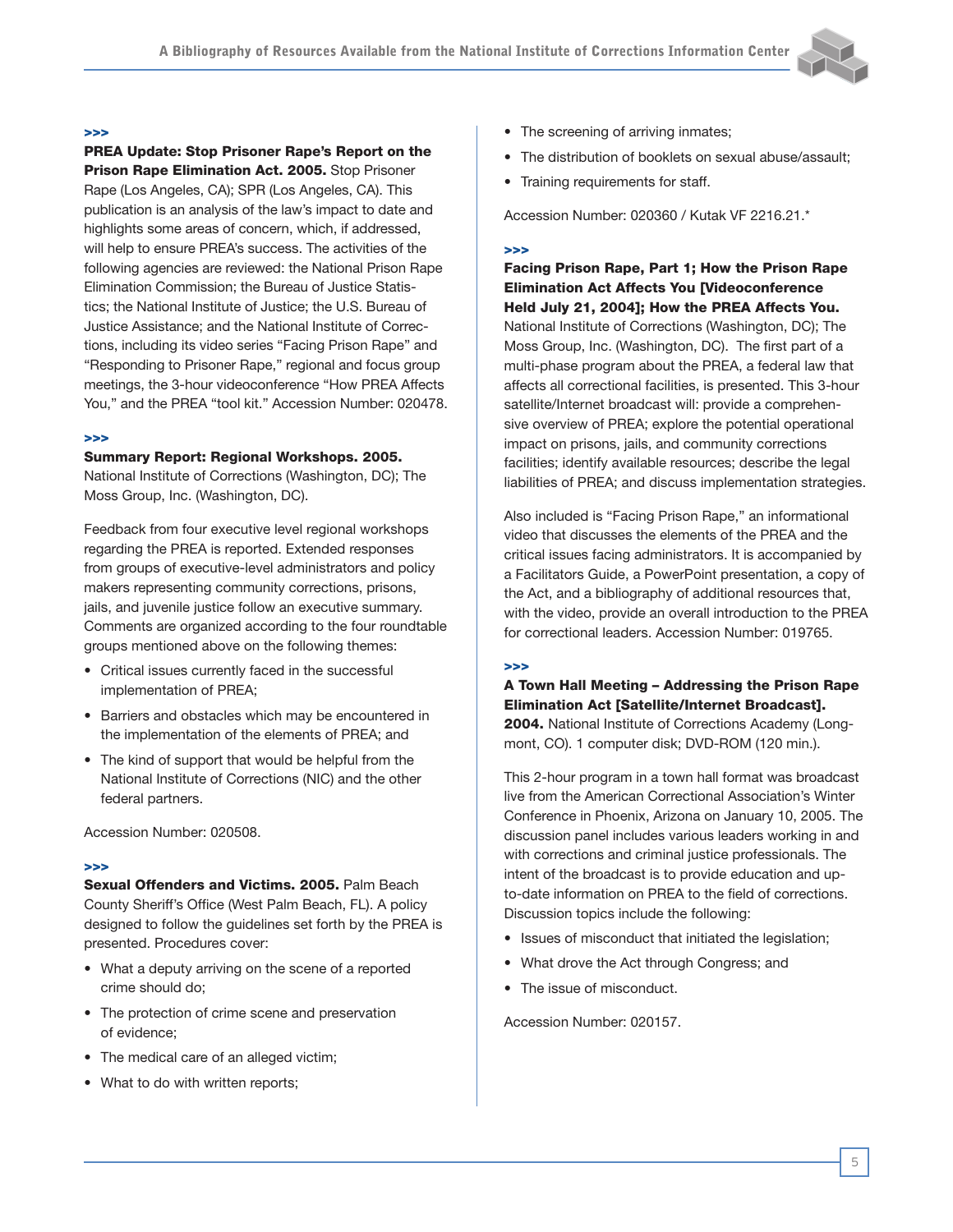>>>

**PREA Update: Stop Prisoner Rape's Report on the Prison Rape Elimination Act. 2005.** Stop Prisoner Rape (Los Angeles, CA); SPR (Los Angeles, CA). This publication is an analysis of the law's impact to date and highlights some areas of concern, which, if addressed, will help to ensure PREA's success. The activities of the following agencies are reviewed: the National Prison Rape Elimination Commission; the Bureau of Justice Statistics; the National Institute of Justice; the U.S. Bureau of Justice Assistance; and the National Institute of Corrections, including its video series "Facing Prison Rape" and "Responding to Prisoner Rape," regional and focus group meetings, the 3-hour videoconference "How PREA Affects You," and the PREA "tool kit." Accession Number: 020478.

>>>

**Summary Report: Regional Workshops. 2005.** National Institute of Corrections (Washington, DC); The Moss Group, Inc. (Washington, DC).

Feedback from four executive level regional workshops regarding the PREA is reported. Extended responses from groups of executive-level administrators and policy makers representing community corrections, prisons, jails, and juvenile justice follow an executive summary. Comments are organized according to the four roundtable groups mentioned above on the following themes:

- Critical issues currently faced in the successful implementation of PREA;
- Barriers and obstacles which may be encountered in the implementation of the elements of PREA; and
- The kind of support that would be helpful from the National Institute of Corrections (NIC) and the other federal partners.

Accession Number: 020508.

>>>

**Sexual Offenders and Victims. 2005.** Palm Beach County Sheriff's Office (West Palm Beach, FL). A policy designed to follow the guidelines set forth by the PREA is presented. Procedures cover:

- What a deputy arriving on the scene of a reported crime should do;
- The protection of crime scene and preservation of evidence;
- The medical care of an alleged victim;
- What to do with written reports;
- The screening of arriving inmates;
- The distribution of booklets on sexual abuse/assault;
- Training requirements for staff.

Accession Number: 020360 / Kutak VF 2216.21.*

>>>

**Facing Prison Rape, Part 1; How the Prison Rape Elimination Act Affects You [Videoconference Held July 21, 2004]; How the PREA Affects You.** National Institute of Corrections (Washington, DC); The Moss Group, Inc. (Washington, DC). The first part of a multi-phase program about the PREA, a federal law that affects all correctional facilities, is presented. This 3-hour satellite/Internet broadcast will: provide a comprehensive overview of PREA; explore the potential operational impact on prisons, jails, and community corrections facilities; identify available resources; describe the legal liabilities of PREA; and discuss implementation strategies.

Also included is "Facing Prison Rape," an informational video that discusses the elements of the PREA and the critical issues facing administrators. It is accompanied by a Facilitators Guide, a PowerPoint presentation, a copy of the Act, and a bibliography of additional resources that, with the video, provide an overall introduction to the PREA for correctional leaders. Accession Number: 019765.

>>>

**A Town Hall Meeting – Addressing the Prison Rape Elimination Act [Satellite/Internet Broadcast]. 2004.** National Institute of Corrections Academy (Longmont, CO). 1 computer disk; DVD-ROM (120 min.).

This 2-hour program in a town hall format was broadcast live from the American Correctional Association's Winter Conference in Phoenix, Arizona on January 10, 2005. The discussion panel includes various leaders working in and with corrections and criminal justice professionals. The intent of the broadcast is to provide education and up-to-date information on PREA to the field of corrections. Discussion topics include the following:

- Issues of misconduct that initiated the legislation;
- What drove the Act through Congress; and
- The issue of misconduct.

Accession Number: 020157.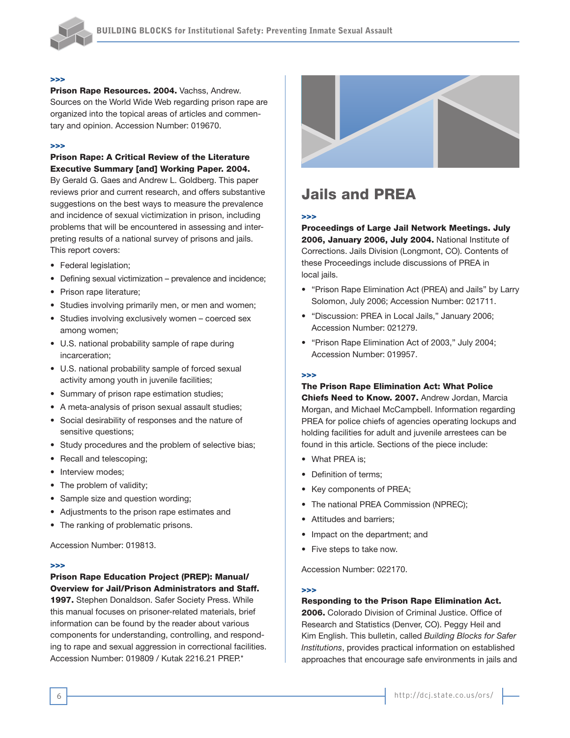>>>

**Prison Rape Resources. 2004.** Vachss, Andrew. Sources on the World Wide Web regarding prison rape are organized into the topical areas of articles and commentary and opinion. Accession Number: 019670.

>>>

**Prison Rape: A Critical Review of the Literature Executive Summary [and] Working Paper. 2004.** By Gerald G. Gaes and Andrew L. Goldberg. This paper reviews prior and current research, and offers substantive suggestions on the best ways to measure the prevalence and incidence of sexual victimization in prison, including problems that will be encountered in assessing and interpreting results of a national survey of prisons and jails. This report covers:

- Federal legislation;
- Defining sexual victimization – prevalence and incidence;
- Prison rape literature;
- Studies involving primarily men, or men and women;
- Studies involving exclusively women – coerced sex among women;
- U.S. national probability sample of rape during incarceration;
- U.S. national probability sample of forced sexual activity among youth in juvenile facilities;
- Summary of prison rape estimation studies;
- A meta-analysis of prison sexual assault studies;
- Social desirability of responses and the nature of sensitive questions;
- Study procedures and the problem of selective bias;
- Recall and telescoping;
- Interview modes;
- The problem of validity;
- Sample size and question wording;
- Adjustments to the prison rape estimates and
- The ranking of problematic prisons.

Accession Number: 019813.

>>>

**Prison Rape Education Project (PREP): Manual/ Overview for Jail/Prison Administrators and Staff. 1997.** Stephen Donaldson. Safer Society Press. While this manual focuses on prisoner-related materials, brief information can be found by the reader about various components for understanding, controlling, and responding to rape and sexual aggression in correctional facilities. Accession Number: 019809 / Kutak 2216.21 PREP.*

# Jails and PREA

>>>

**Proceedings of Large Jail Network Meetings. July 2006, January 2006, July 2004.** National Institute of Corrections. Jails Division (Longmont, CO). Contents of these Proceedings include discussions of PREA in local jails.

- "Prison Rape Elimination Act (PREA) and Jails" by Larry Solomon, July 2006; Accession Number: 021711.
- "Discussion: PREA in Local Jails," January 2006; Accession Number: 021279.
- "Prison Rape Elimination Act of 2003," July 2004; Accession Number: 019957.

>>>

**The Prison Rape Elimination Act: What Police Chiefs Need to Know. 2007.** Andrew Jordan, Marcia Morgan, and Michael McCampbell. Information regarding PREA for police chiefs of agencies operating lockups and holding facilities for adult and juvenile arrestees can be found in this article. Sections of the piece include:

- What PREA is;
- Definition of terms;
- Key components of PREA;
- The national PREA Commission (NPREC);
- Attitudes and barriers;
- Impact on the department; and
- Five steps to take now.

Accession Number: 022170.

>>>

**Responding to the Prison Rape Elimination Act. 2006.** Colorado Division of Criminal Justice. Office of Research and Statistics (Denver, CO). Peggy Heil and Kim English. This bulletin, called *Building Blocks for Safer Institutions*, provides practical information on established approaches that encourage safe environments in jails and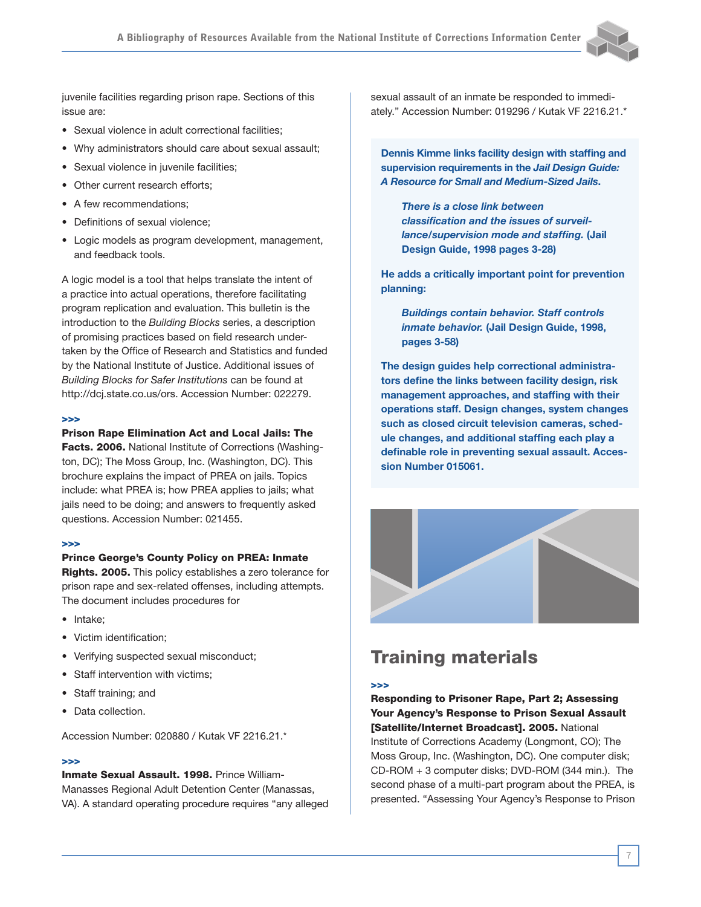juvenile facilities regarding prison rape. Sections of this issue are:

- Sexual violence in adult correctional facilities;
- Why administrators should care about sexual assault;
- Sexual violence in juvenile facilities;
- Other current research efforts;
- A few recommendations;
- Definitions of sexual violence;
- Logic models as program development, management, and feedback tools.

A logic model is a tool that helps translate the intent of a practice into actual operations, therefore facilitating program replication and evaluation. This bulletin is the introduction to the *Building Blocks* series, a description of promising practices based on field research undertaken by the Office of Research and Statistics and funded by the National Institute of Justice. Additional issues of *Building Blocks for Safer Institutions* can be found at http://dcj.state.co.us/ors. Accession Number: 022279.

**>>>**

**Prison Rape Elimination Act and Local Jails: The Facts. 2006.** National Institute of Corrections (Washington, DC); The Moss Group, Inc. (Washington, DC). This brochure explains the impact of PREA on jails. Topics include: what PREA is; how PREA applies to jails; what jails need to be doing; and answers to frequently asked questions. Accession Number: 021455.

**>>>**

**Prince George's County Policy on PREA: Inmate Rights. 2005.** This policy establishes a zero tolerance for prison rape and sex-related offenses, including attempts. The document includes procedures for

- Intake;
- Victim identification;
- Verifying suspected sexual misconduct;
- Staff intervention with victims;
- Staff training; and
- Data collection.

Accession Number: 020880 / Kutak VF 2216.21.*

**>>>**

**Inmate Sexual Assault. 1998.** Prince William-Manasses Regional Adult Detention Center (Manassas, VA). A standard operating procedure requires "any alleged sexual assault of an inmate be responded to immediately." Accession Number: 019296 / Kutak VF 2216.21.*

**Dennis Kimme links facility design with staffing and supervision requirements in the *Jail Design Guide: A Resource for Small and Medium-Sized Jails*.**

> ***There is a close link between classification and the issues of surveillance/supervision mode and staffing.*** **(Jail Design Guide, 1998 pages 3-28)**

**He adds a critically important point for prevention planning:**

> ***Buildings contain behavior. Staff controls inmate behavior.*** **(Jail Design Guide, 1998, pages 3-58)**

**The design guides help correctional administrators define the links between facility design, risk management approaches, and staffing with their operations staff. Design changes, system changes such as closed circuit television cameras, schedule changes, and additional staffing each play a definable role in preventing sexual assault. Accession Number 015061.**

## Training materials

**>>>**

**Responding to Prisoner Rape, Part 2; Assessing Your Agency's Response to Prison Sexual Assault [Satellite/Internet Broadcast]. 2005.** National Institute of Corrections Academy (Longmont, CO); The Moss Group, Inc. (Washington, DC). One computer disk; CD-ROM + 3 computer disks; DVD-ROM (344 min.). The second phase of a multi-part program about the PREA, is presented. "Assessing Your Agency's Response to Prison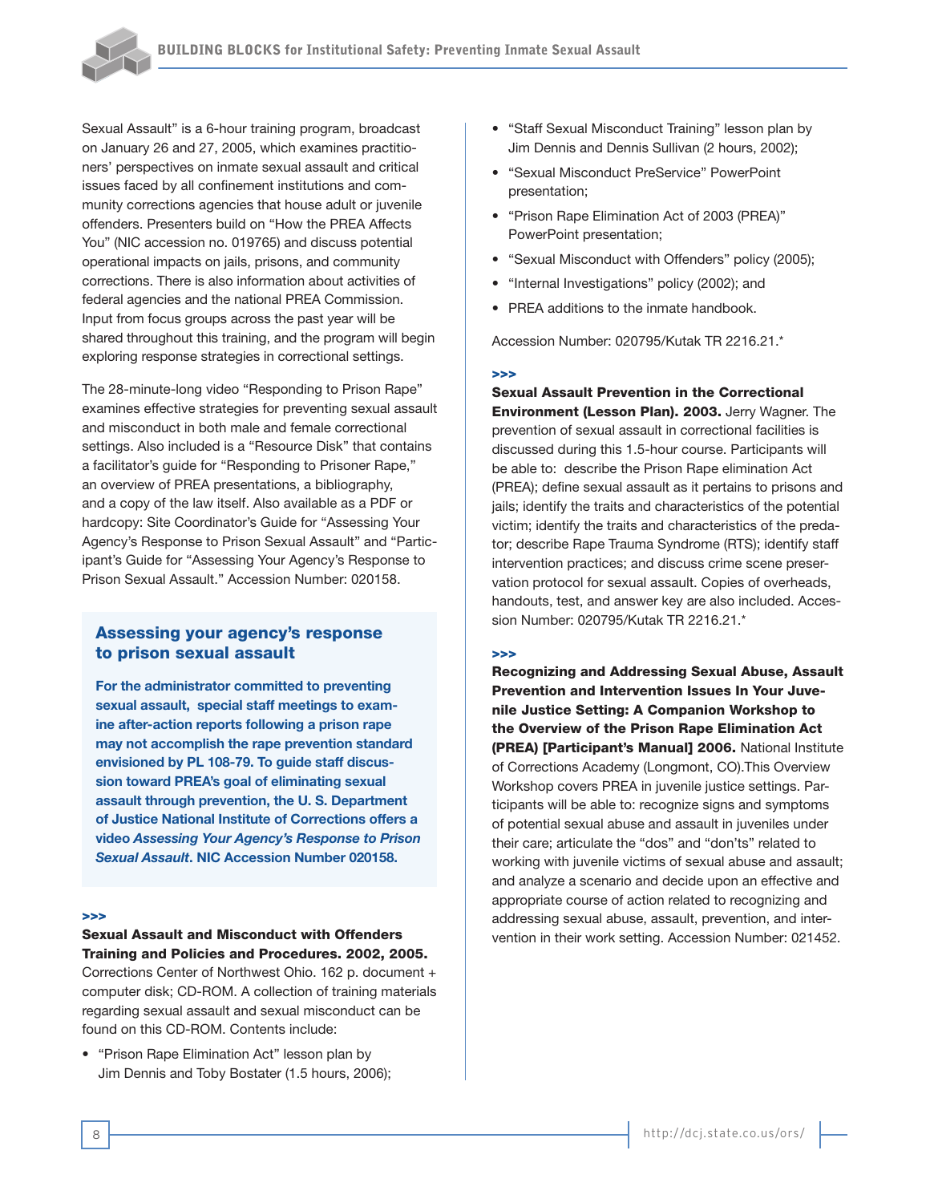Sexual Assault" is a 6-hour training program, broadcast on January 26 and 27, 2005, which examines practitioners' perspectives on inmate sexual assault and critical issues faced by all confinement institutions and community corrections agencies that house adult or juvenile offenders. Presenters build on "How the PREA Affects You" (NIC accession no. 019765) and discuss potential operational impacts on jails, prisons, and community corrections. There is also information about activities of federal agencies and the national PREA Commission. Input from focus groups across the past year will be shared throughout this training, and the program will begin exploring response strategies in correctional settings.

The 28-minute-long video "Responding to Prison Rape" examines effective strategies for preventing sexual assault and misconduct in both male and female correctional settings. Also included is a "Resource Disk" that contains a facilitator's guide for "Responding to Prisoner Rape," an overview of PREA presentations, a bibliography, and a copy of the law itself. Also available as a PDF or hardcopy: Site Coordinator's Guide for "Assessing Your Agency's Response to Prison Sexual Assault" and "Participant's Guide for "Assessing Your Agency's Response to Prison Sexual Assault." Accession Number: 020158.

## Assessing your agency's response to prison sexual assault

**For the administrator committed to preventing sexual assault, special staff meetings to examine after-action reports following a prison rape may not accomplish the rape prevention standard envisioned by PL 108-79. To guide staff discussion toward PREA's goal of eliminating sexual assault through prevention, the U. S. Department of Justice National Institute of Corrections offers a video *Assessing Your Agency's Response to Prison Sexual Assault*. NIC Accession Number 020158.**

\>>>

**Sexual Assault and Misconduct with Offenders Training and Policies and Procedures. 2002, 2005.** Corrections Center of Northwest Ohio. 162 p. document + computer disk; CD-ROM. A collection of training materials regarding sexual assault and sexual misconduct can be found on this CD-ROM. Contents include:

- "Prison Rape Elimination Act" lesson plan by Jim Dennis and Toby Bostater (1.5 hours, 2006);
- "Staff Sexual Misconduct Training" lesson plan by Jim Dennis and Dennis Sullivan (2 hours, 2002);
- "Sexual Misconduct PreService" PowerPoint presentation;
- "Prison Rape Elimination Act of 2003 (PREA)" PowerPoint presentation;
- "Sexual Misconduct with Offenders" policy (2005);
- "Internal Investigations" policy (2002); and
- PREA additions to the inmate handbook.

Accession Number: 020795/Kutak TR 2216.21.*

\>>>

**Sexual Assault Prevention in the Correctional Environment (Lesson Plan). 2003.** Jerry Wagner. The prevention of sexual assault in correctional facilities is discussed during this 1.5-hour course. Participants will be able to: describe the Prison Rape elimination Act (PREA); define sexual assault as it pertains to prisons and jails; identify the traits and characteristics of the potential victim; identify the traits and characteristics of the predator; describe Rape Trauma Syndrome (RTS); identify staff intervention practices; and discuss crime scene preservation protocol for sexual assault. Copies of overheads, handouts, test, and answer key are also included. Accession Number: 020795/Kutak TR 2216.21.*

\>>>

**Recognizing and Addressing Sexual Abuse, Assault Prevention and Intervention Issues In Your Juvenile Justice Setting: A Companion Workshop to the Overview of the Prison Rape Elimination Act (PREA) [Participant's Manual] 2006.** National Institute of Corrections Academy (Longmont, CO).This Overview Workshop covers PREA in juvenile justice settings. Participants will be able to: recognize signs and symptoms of potential sexual abuse and assault in juveniles under their care; articulate the "dos" and "don'ts" related to working with juvenile victims of sexual abuse and assault; and analyze a scenario and decide upon an effective and appropriate course of action related to recognizing and addressing sexual abuse, assault, prevention, and intervention in their work setting. Accession Number: 021452.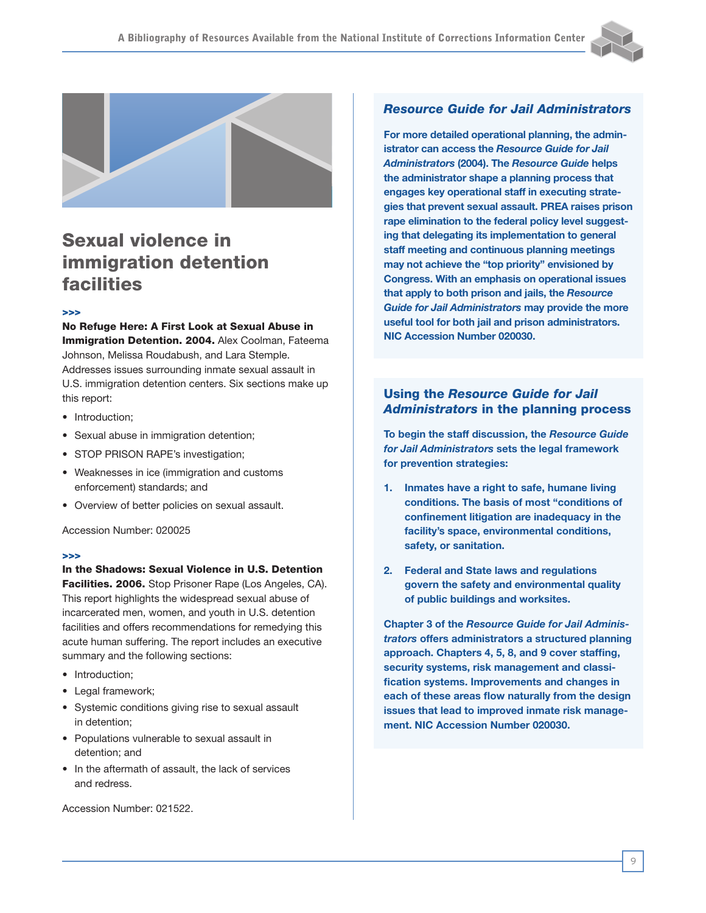## Sexual violence in immigration detention facilities

>>>

**No Refuge Here: A First Look at Sexual Abuse in Immigration Detention. 2004.** Alex Coolman, Fateema Johnson, Melissa Roudabush, and Lara Stemple. Addresses issues surrounding inmate sexual assault in U.S. immigration detention centers. Six sections make up this report:

- Introduction;
- Sexual abuse in immigration detention;
- STOP PRISON RAPE's investigation;
- Weaknesses in ice (immigration and customs enforcement) standards; and
- Overview of better policies on sexual assault.

Accession Number: 020025

>>>

**In the Shadows: Sexual Violence in U.S. Detention Facilities. 2006.** Stop Prisoner Rape (Los Angeles, CA). This report highlights the widespread sexual abuse of incarcerated men, women, and youth in U.S. detention facilities and offers recommendations for remedying this acute human suffering. The report includes an executive summary and the following sections:

- Introduction;
- Legal framework;
- Systemic conditions giving rise to sexual assault in detention;
- Populations vulnerable to sexual assault in detention; and
- In the aftermath of assault, the lack of services and redress.

Accession Number: 021522.

### *Resource Guide for Jail Administrators*

**For more detailed operational planning, the administrator can access the *Resource Guide for Jail Administrators* (2004). The *Resource Guide* helps the administrator shape a planning process that engages key operational staff in executing strategies that prevent sexual assault. PREA raises prison rape elimination to the federal policy level suggesting that delegating its implementation to general staff meeting and continuous planning meetings may not achieve the "top priority" envisioned by Congress. With an emphasis on operational issues that apply to both prison and jails, the *Resource Guide for Jail Administrators* may provide the more useful tool for both jail and prison administrators. NIC Accession Number 020030.**

### Using the *Resource Guide for Jail Administrators* in the planning process

**To begin the staff discussion, the *Resource Guide for Jail Administrators* sets the legal framework for prevention strategies:**

1. **Inmates have a right to safe, humane living conditions. The basis of most "conditions of confinement litigation are inadequacy in the facility's space, environmental conditions, safety, or sanitation.**
2. **Federal and State laws and regulations govern the safety and environmental quality of public buildings and worksites.**

**Chapter 3 of the *Resource Guide for Jail Administrators* offers administrators a structured planning approach. Chapters 4, 5, 8, and 9 cover staffing, security systems, risk management and classification systems. Improvements and changes in each of these areas flow naturally from the design issues that lead to improved inmate risk management. NIC Accession Number 020030.**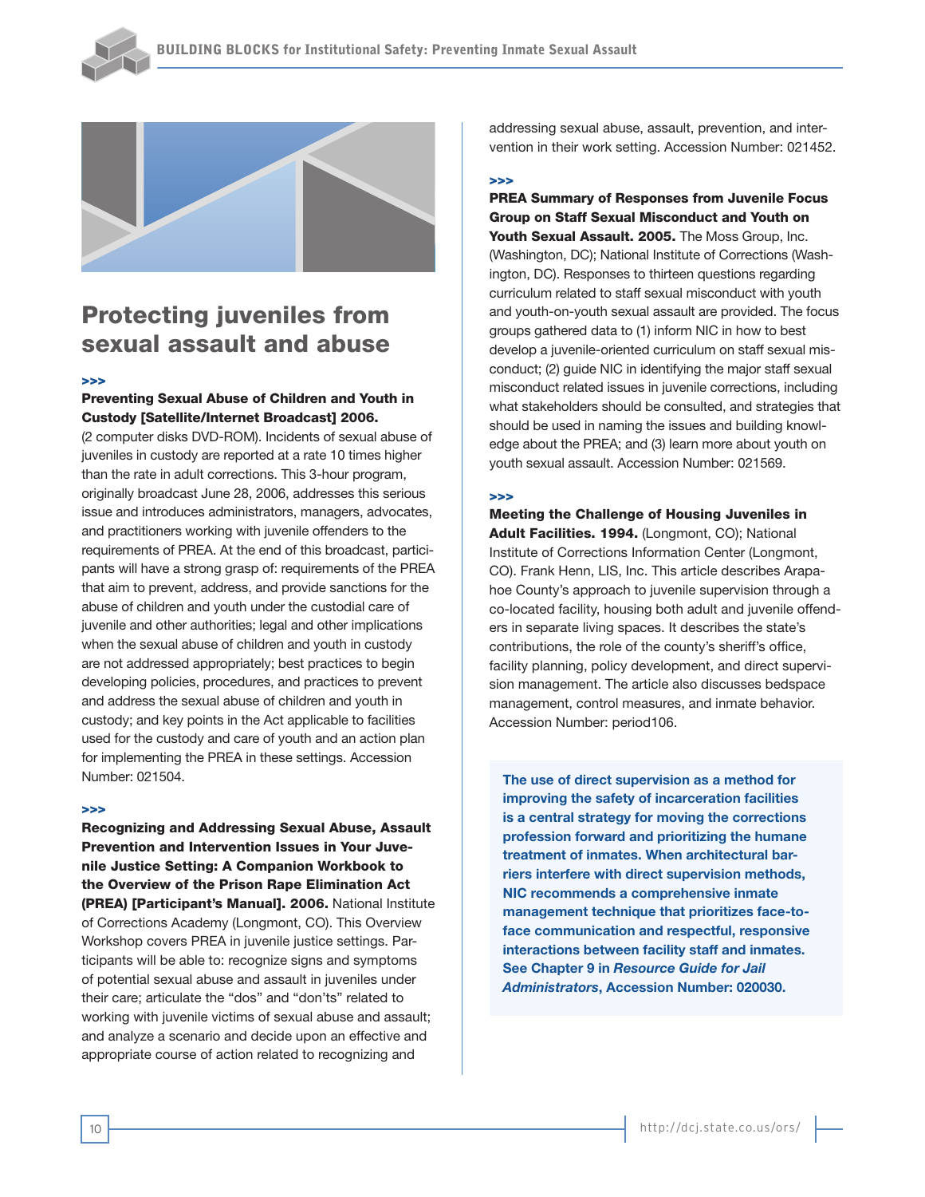## Protecting juveniles from sexual assault and abuse

>>>

**Preventing Sexual Abuse of Children and Youth in Custody [Satellite/Internet Broadcast] 2006.** (2 computer disks DVD-ROM). Incidents of sexual abuse of juveniles in custody are reported at a rate 10 times higher than the rate in adult corrections. This 3-hour program, originally broadcast June 28, 2006, addresses this serious issue and introduces administrators, managers, advocates, and practitioners working with juvenile offenders to the requirements of PREA. At the end of this broadcast, participants will have a strong grasp of: requirements of the PREA that aim to prevent, address, and provide sanctions for the abuse of children and youth under the custodial care of juvenile and other authorities; legal and other implications when the sexual abuse of children and youth in custody are not addressed appropriately; best practices to begin developing policies, procedures, and practices to prevent and address the sexual abuse of children and youth in custody; and key points in the Act applicable to facilities used for the custody and care of youth and an action plan for implementing the PREA in these settings. Accession Number: 021504.

>>>

**Recognizing and Addressing Sexual Abuse, Assault Prevention and Intervention Issues in Your Juvenile Justice Setting: A Companion Workbook to the Overview of the Prison Rape Elimination Act (PREA) [Participant's Manual]. 2006.** National Institute of Corrections Academy (Longmont, CO). This Overview Workshop covers PREA in juvenile justice settings. Participants will be able to: recognize signs and symptoms of potential sexual abuse and assault in juveniles under their care; articulate the "dos" and "don'ts" related to working with juvenile victims of sexual abuse and assault; and analyze a scenario and decide upon an effective and appropriate course of action related to recognizing and addressing sexual abuse, assault, prevention, and intervention in their work setting. Accession Number: 021452.

>>>

**PREA Summary of Responses from Juvenile Focus Group on Staff Sexual Misconduct and Youth on Youth Sexual Assault. 2005.** The Moss Group, Inc. (Washington, DC); National Institute of Corrections (Washington, DC). Responses to thirteen questions regarding curriculum related to staff sexual misconduct with youth and youth-on-youth sexual assault are provided. The focus groups gathered data to (1) inform NIC in how to best develop a juvenile-oriented curriculum on staff sexual misconduct; (2) guide NIC in identifying the major staff sexual misconduct related issues in juvenile corrections, including what stakeholders should be consulted, and strategies that should be used in naming the issues and building knowledge about the PREA; and (3) learn more about youth on youth sexual assault. Accession Number: 021569.

>>>

**Meeting the Challenge of Housing Juveniles in Adult Facilities. 1994.** (Longmont, CO); National Institute of Corrections Information Center (Longmont, CO). Frank Henn, LIS, Inc. This article describes Arapahoe County's approach to juvenile supervision through a co-located facility, housing both adult and juvenile offenders in separate living spaces. It describes the state's contributions, the role of the county's sheriff's office, facility planning, policy development, and direct supervision management. The article also discusses bedspace management, control measures, and inmate behavior. Accession Number: period106.

**The use of direct supervision as a method for improving the safety of incarceration facilities is a central strategy for moving the corrections profession forward and prioritizing the humane treatment of inmates. When architectural barriers interfere with direct supervision methods, NIC recommends a comprehensive inmate management technique that prioritizes face-to-face communication and respectful, responsive interactions between facility staff and inmates. See Chapter 9 in *Resource Guide for Jail Administrators*, Accession Number: 020030.**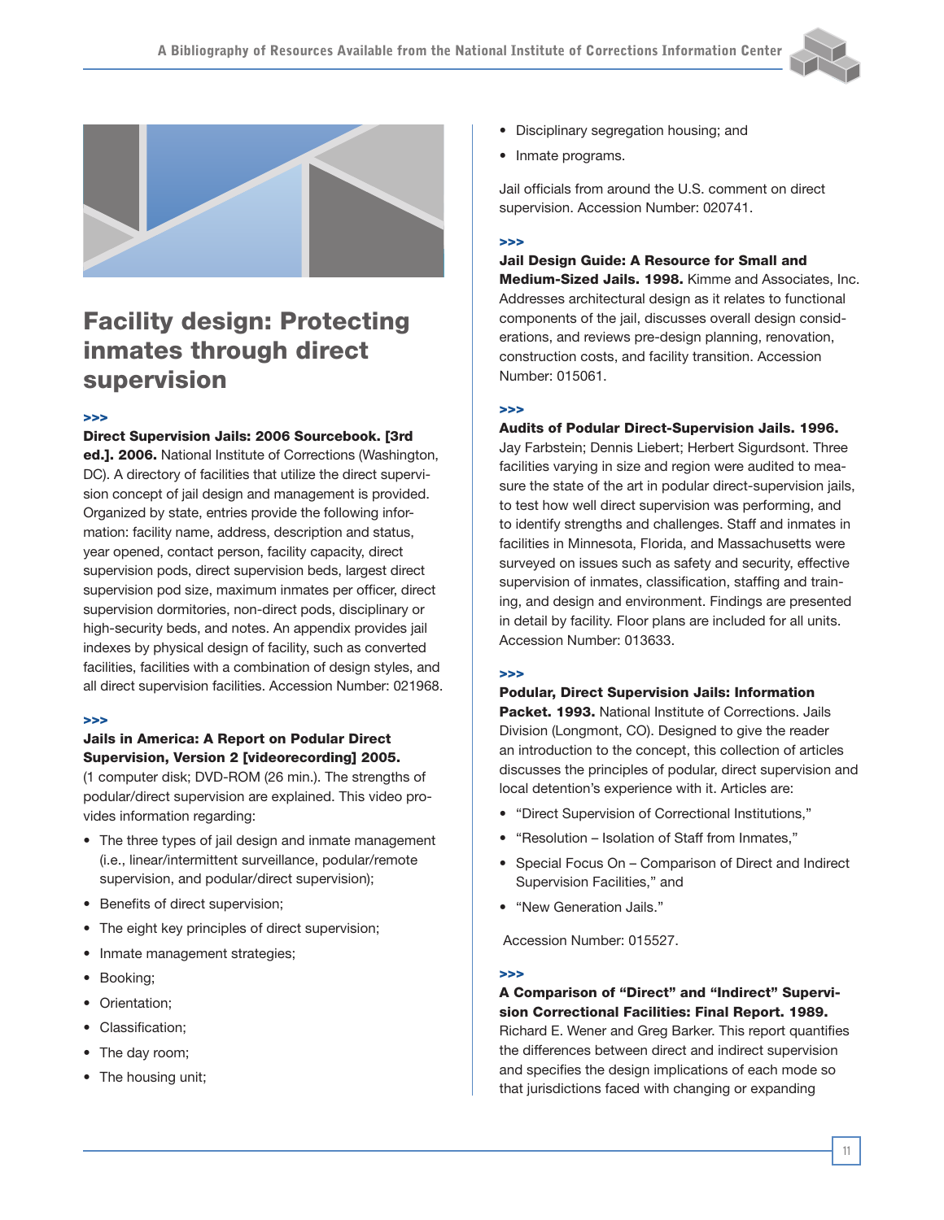# Facility design: Protecting inmates through direct supervision

>>>

**Direct Supervision Jails: 2006 Sourcebook. [3rd ed.]. 2006.** National Institute of Corrections (Washington, DC). A directory of facilities that utilize the direct supervision concept of jail design and management is provided. Organized by state, entries provide the following information: facility name, address, description and status, year opened, contact person, facility capacity, direct supervision pods, direct supervision beds, largest direct supervision pod size, maximum inmates per officer, direct supervision dormitories, non-direct pods, disciplinary or high-security beds, and notes. An appendix provides jail indexes by physical design of facility, such as converted facilities, facilities with a combination of design styles, and all direct supervision facilities. Accession Number: 021968.

>>>

**Jails in America: A Report on Podular Direct Supervision, Version 2 [videorecording] 2005.** (1 computer disk; DVD-ROM (26 min.). The strengths of podular/direct supervision are explained. This video provides information regarding:

- The three types of jail design and inmate management (i.e., linear/intermittent surveillance, podular/remote supervision, and podular/direct supervision);
- Benefits of direct supervision;
- The eight key principles of direct supervision;
- Inmate management strategies;
- Booking;
- Orientation;
- Classification;
- The day room;
- The housing unit;
- Disciplinary segregation housing; and
- Inmate programs.

Jail officials from around the U.S. comment on direct supervision. Accession Number: 020741.

>>>

**Jail Design Guide: A Resource for Small and Medium-Sized Jails. 1998.** Kimme and Associates, Inc. Addresses architectural design as it relates to functional components of the jail, discusses overall design considerations, and reviews pre-design planning, renovation, construction costs, and facility transition. Accession Number: 015061.

>>>

**Audits of Podular Direct-Supervision Jails. 1996.** Jay Farbstein; Dennis Liebert; Herbert Sigurdsont. Three facilities varying in size and region were audited to measure the state of the art in podular direct-supervision jails, to test how well direct supervision was performing, and to identify strengths and challenges. Staff and inmates in facilities in Minnesota, Florida, and Massachusetts were surveyed on issues such as safety and security, effective supervision of inmates, classification, staffing and training, and design and environment. Findings are presented in detail by facility. Floor plans are included for all units. Accession Number: 013633.

>>>

**Podular, Direct Supervision Jails: Information Packet. 1993.** National Institute of Corrections. Jails Division (Longmont, CO). Designed to give the reader an introduction to the concept, this collection of articles discusses the principles of podular, direct supervision and local detention's experience with it. Articles are:

- "Direct Supervision of Correctional Institutions,"
- "Resolution – Isolation of Staff from Inmates,"
- Special Focus On – Comparison of Direct and Indirect Supervision Facilities," and
- "New Generation Jails."

Accession Number: 015527.

>>>

**A Comparison of "Direct" and "Indirect" Supervision Correctional Facilities: Final Report. 1989.** Richard E. Wener and Greg Barker. This report quantifies the differences between direct and indirect supervision and specifies the design implications of each mode so that jurisdictions faced with changing or expanding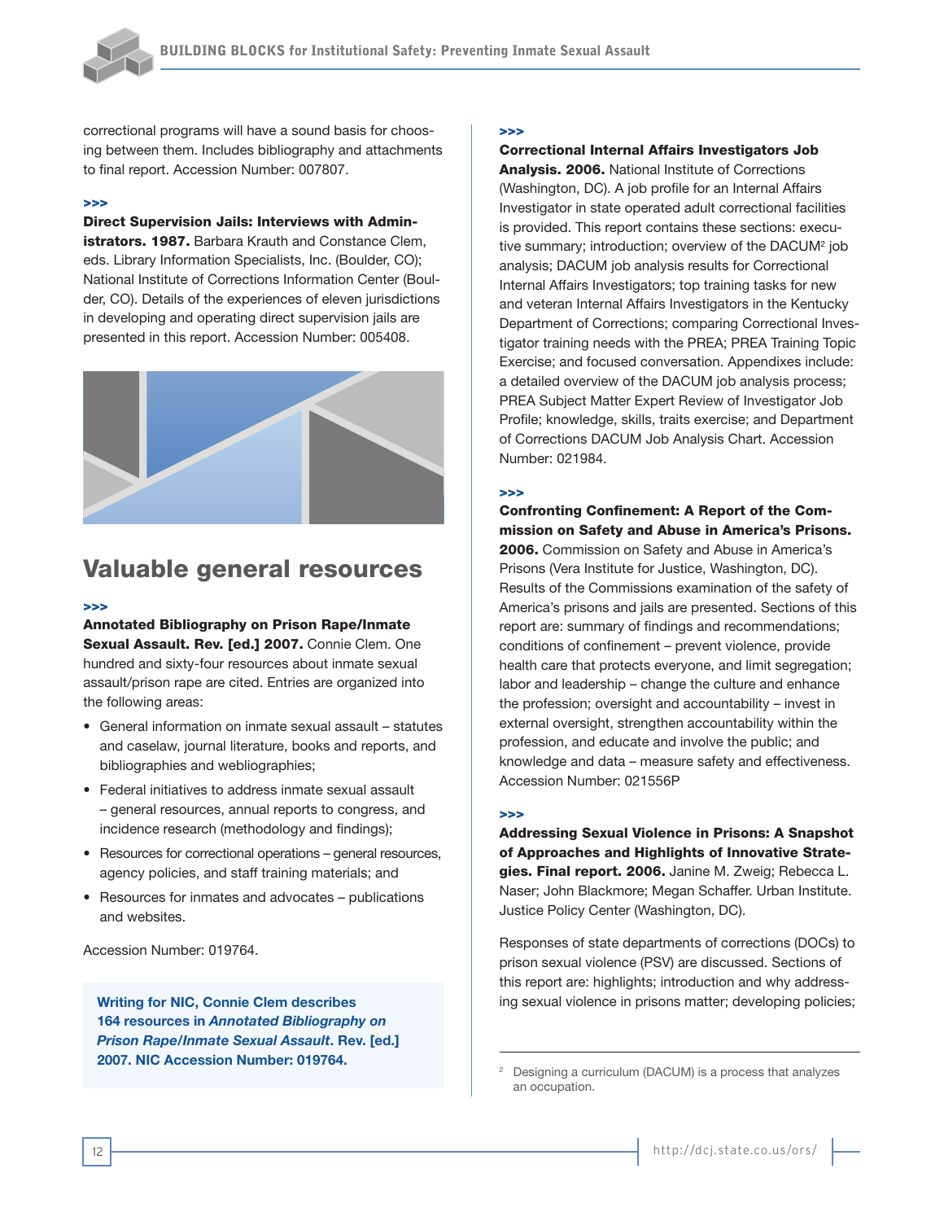correctional programs will have a sound basis for choosing between them. Includes bibliography and attachments to final report. Accession Number: 007807.

>>>

**Direct Supervision Jails: Interviews with Administrators. 1987.** Barbara Krauth and Constance Clem, eds. Library Information Specialists, Inc. (Boulder, CO); National Institute of Corrections Information Center (Boulder, CO). Details of the experiences of eleven jurisdictions in developing and operating direct supervision jails are presented in this report. Accession Number: 005408.

## Valuable general resources

>>>

**Annotated Bibliography on Prison Rape/Inmate Sexual Assault. Rev. [ed.] 2007.** Connie Clem. One hundred and sixty-four resources about inmate sexual assault/prison rape are cited. Entries are organized into the following areas:

- General information on inmate sexual assault – statutes and caselaw, journal literature, books and reports, and bibliographies and webliographies;
- Federal initiatives to address inmate sexual assault – general resources, annual reports to congress, and incidence research (methodology and findings);
- Resources for correctional operations – general resources, agency policies, and staff training materials; and
- Resources for inmates and advocates – publications and websites.

Accession Number: 019764.

> **Writing for NIC, Connie Clem describes 164 resources in *Annotated Bibliography on Prison Rape/Inmate Sexual Assault*. Rev. [ed.] 2007. NIC Accession Number: 019764.**

>>>

**Correctional Internal Affairs Investigators Job Analysis. 2006.** National Institute of Corrections (Washington, DC). A job profile for an Internal Affairs Investigator in state operated adult correctional facilities is provided. This report contains these sections: executive summary; introduction; overview of the DACUM[2] job analysis; DACUM job analysis results for Correctional Internal Affairs Investigators; top training tasks for new and veteran Internal Affairs Investigators in the Kentucky Department of Corrections; comparing Correctional Investigator training needs with the PREA; PREA Training Topic Exercise; and focused conversation. Appendixes include: a detailed overview of the DACUM job analysis process; PREA Subject Matter Expert Review of Investigator Job Profile; knowledge, skills, traits exercise; and Department of Corrections DACUM Job Analysis Chart. Accession Number: 021984.

>>>

**Confronting Confinement: A Report of the Commission on Safety and Abuse in America's Prisons. 2006.** Commission on Safety and Abuse in America's Prisons (Vera Institute for Justice, Washington, DC). Results of the Commissions examination of the safety of America's prisons and jails are presented. Sections of this report are: summary of findings and recommendations; conditions of confinement – prevent violence, provide health care that protects everyone, and limit segregation; labor and leadership – change the culture and enhance the profession; oversight and accountability – invest in external oversight, strengthen accountability within the profession, and educate and involve the public; and knowledge and data – measure safety and effectiveness. Accession Number: 021556P

>>>

**Addressing Sexual Violence in Prisons: A Snapshot of Approaches and Highlights of Innovative Strategies. Final report. 2006.** Janine M. Zweig; Rebecca L. Naser; John Blackmore; Megan Schaffer. Urban Institute. Justice Policy Center (Washington, DC).

Responses of state departments of corrections (DOCs) to prison sexual violence (PSV) are discussed. Sections of this report are: highlights; introduction and why addressing sexual violence in prisons matter; developing policies;

[2] Designing a curriculum (DACUM) is a process that analyzes an occupation.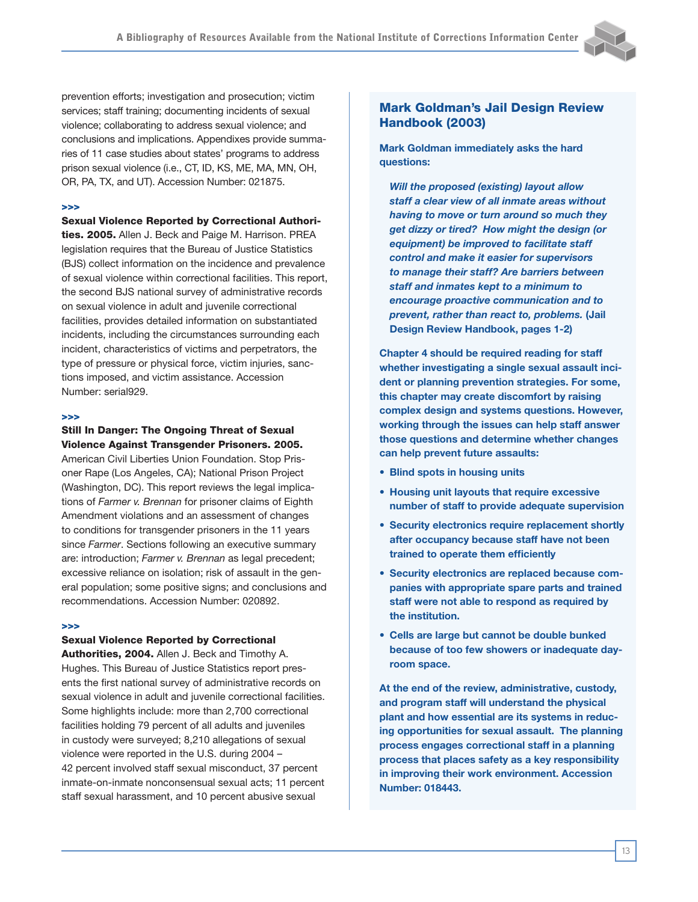prevention efforts; investigation and prosecution; victim services; staff training; documenting incidents of sexual violence; collaborating to address sexual violence; and conclusions and implications. Appendixes provide summaries of 11 case studies about states' programs to address prison sexual violence (i.e., CT, ID, KS, ME, MA, MN, OH, OR, PA, TX, and UT). Accession Number: 021875.

>>>

**Sexual Violence Reported by Correctional Authorities. 2005.** Allen J. Beck and Paige M. Harrison. PREA legislation requires that the Bureau of Justice Statistics (BJS) collect information on the incidence and prevalence of sexual violence within correctional facilities. This report, the second BJS national survey of administrative records on sexual violence in adult and juvenile correctional facilities, provides detailed information on substantiated incidents, including the circumstances surrounding each incident, characteristics of victims and perpetrators, the type of pressure or physical force, victim injuries, sanctions imposed, and victim assistance. Accession Number: serial929.

>>>

**Still In Danger: The Ongoing Threat of Sexual Violence Against Transgender Prisoners. 2005.** American Civil Liberties Union Foundation. Stop Prisoner Rape (Los Angeles, CA); National Prison Project (Washington, DC). This report reviews the legal implications of *Farmer v. Brennan* for prisoner claims of Eighth Amendment violations and an assessment of changes to conditions for transgender prisoners in the 11 years since *Farmer*. Sections following an executive summary are: introduction; *Farmer v. Brennan* as legal precedent; excessive reliance on isolation; risk of assault in the general population; some positive signs; and conclusions and recommendations. Accession Number: 020892.

>>>

**Sexual Violence Reported by Correctional Authorities, 2004.** Allen J. Beck and Timothy A. Hughes. This Bureau of Justice Statistics report presents the first national survey of administrative records on sexual violence in adult and juvenile correctional facilities. Some highlights include: more than 2,700 correctional facilities holding 79 percent of all adults and juveniles in custody were surveyed; 8,210 allegations of sexual violence were reported in the U.S. during 2004 – 42 percent involved staff sexual misconduct, 37 percent inmate-on-inmate nonconsensual sexual acts; 11 percent staff sexual harassment, and 10 percent abusive sexual

## Mark Goldman's Jail Design Review Handbook (2003)

**Mark Goldman immediately asks the hard questions:**

> ***Will the proposed (existing) layout allow staff a clear view of all inmate areas without having to move or turn around so much they get dizzy or tired? How might the design (or equipment) be improved to facilitate staff control and make it easier for supervisors to manage their staff? Are barriers between staff and inmates kept to a minimum to encourage proactive communication and to prevent, rather than react to, problems.*** **(Jail Design Review Handbook, pages 1-2)**

**Chapter 4 should be required reading for staff whether investigating a single sexual assault incident or planning prevention strategies. For some, this chapter may create discomfort by raising complex design and systems questions. However, working through the issues can help staff answer those questions and determine whether changes can help prevent future assaults:**

- **Blind spots in housing units**
- **Housing unit layouts that require excessive number of staff to provide adequate supervision**
- **Security electronics require replacement shortly after occupancy because staff have not been trained to operate them efficiently**
- **Security electronics are replaced because companies with appropriate spare parts and trained staff were not able to respond as required by the institution.**
- **Cells are large but cannot be double bunked because of too few showers or inadequate dayroom space.**

**At the end of the review, administrative, custody, and program staff will understand the physical plant and how essential are its systems in reducing opportunities for sexual assault. The planning process engages correctional staff in a planning process that places safety as a key responsibility in improving their work environment. Accession Number: 018443.**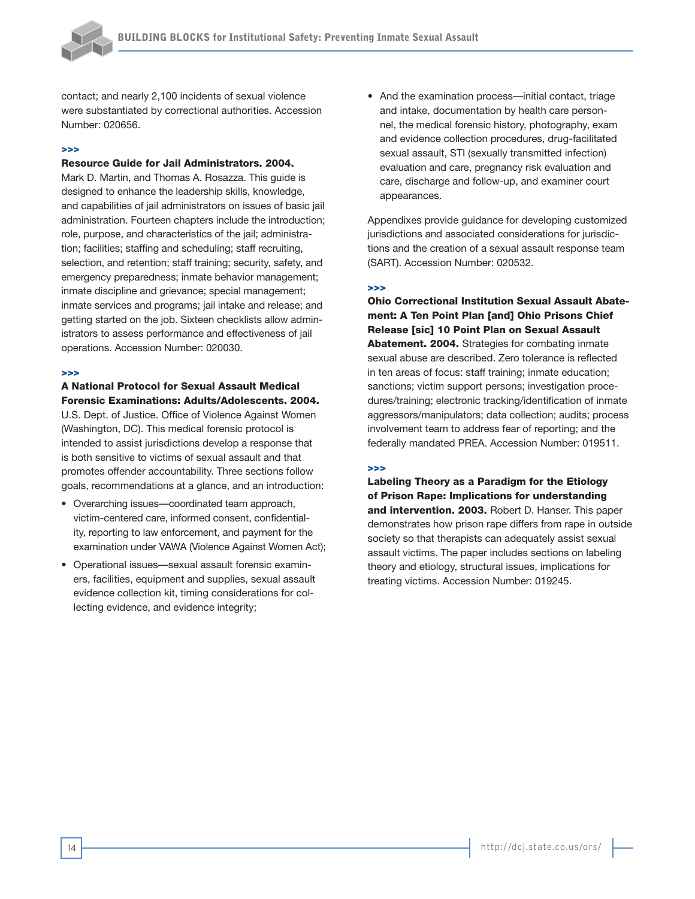contact; and nearly 2,100 incidents of sexual violence were substantiated by correctional authorities. Accession Number: 020656.

>>>

**Resource Guide for Jail Administrators. 2004.** Mark D. Martin, and Thomas A. Rosazza. This guide is designed to enhance the leadership skills, knowledge, and capabilities of jail administrators on issues of basic jail administration. Fourteen chapters include the introduction; role, purpose, and characteristics of the jail; administration; facilities; staffing and scheduling; staff recruiting, selection, and retention; staff training; security, safety, and emergency preparedness; inmate behavior management; inmate discipline and grievance; special management; inmate services and programs; jail intake and release; and getting started on the job. Sixteen checklists allow administrators to assess performance and effectiveness of jail operations. Accession Number: 020030.

>>>

**A National Protocol for Sexual Assault Medical Forensic Examinations: Adults/Adolescents. 2004.** U.S. Dept. of Justice. Office of Violence Against Women (Washington, DC). This medical forensic protocol is intended to assist jurisdictions develop a response that is both sensitive to victims of sexual assault and that promotes offender accountability. Three sections follow goals, recommendations at a glance, and an introduction:

- Overarching issues—coordinated team approach, victim-centered care, informed consent, confidentiality, reporting to law enforcement, and payment for the examination under VAWA (Violence Against Women Act);
- Operational issues—sexual assault forensic examiners, facilities, equipment and supplies, sexual assault evidence collection kit, timing considerations for collecting evidence, and evidence integrity;
- And the examination process—initial contact, triage and intake, documentation by health care personnel, the medical forensic history, photography, exam and evidence collection procedures, drug-facilitated sexual assault, STI (sexually transmitted infection) evaluation and care, pregnancy risk evaluation and care, discharge and follow-up, and examiner court appearances.

Appendixes provide guidance for developing customized jurisdictions and associated considerations for jurisdictions and the creation of a sexual assault response team (SART). Accession Number: 020532.

>>>

**Ohio Correctional Institution Sexual Assault Abatement: A Ten Point Plan [and] Ohio Prisons Chief Release [sic] 10 Point Plan on Sexual Assault Abatement. 2004.** Strategies for combating inmate sexual abuse are described. Zero tolerance is reflected in ten areas of focus: staff training; inmate education; sanctions; victim support persons; investigation procedures/training; electronic tracking/identification of inmate aggressors/manipulators; data collection; audits; process involvement team to address fear of reporting; and the federally mandated PREA. Accession Number: 019511.

>>>

**Labeling Theory as a Paradigm for the Etiology of Prison Rape: Implications for understanding and intervention. 2003.** Robert D. Hanser. This paper demonstrates how prison rape differs from rape in outside society so that therapists can adequately assist sexual assault victims. The paper includes sections on labeling theory and etiology, structural issues, implications for treating victims. Accession Number: 019245.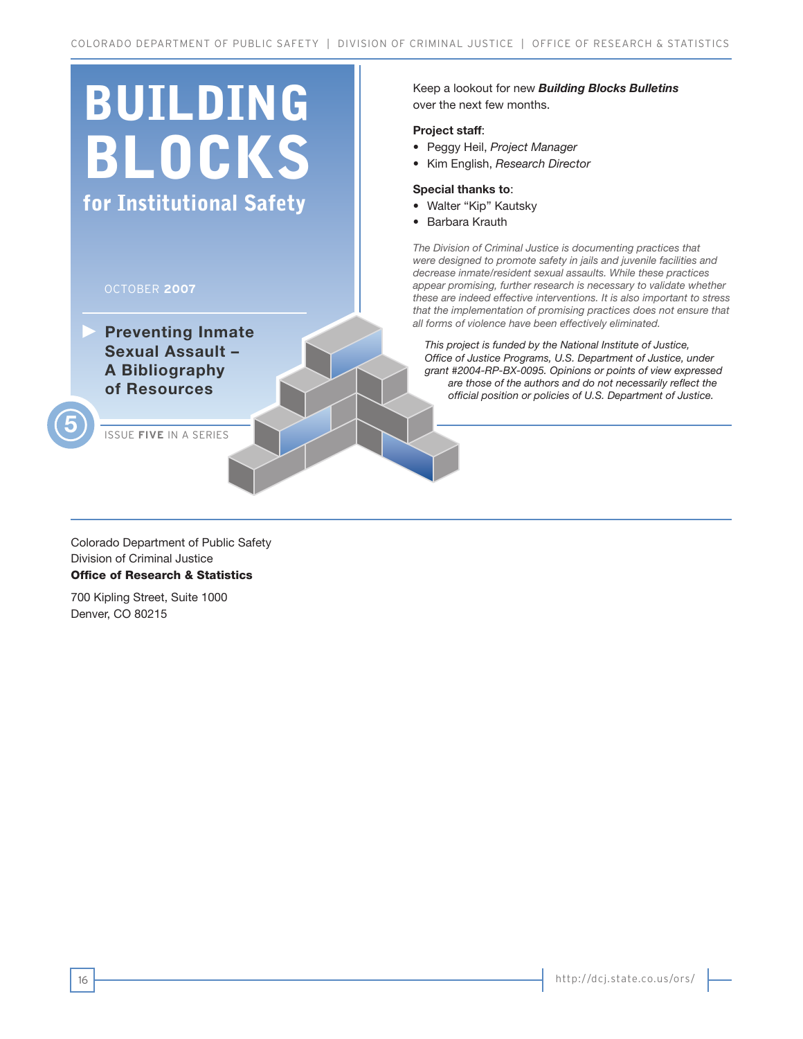# BUILDING BLOCKS

## for Institutional Safety

OCTOBER **2007**

**Preventing Inmate Sexual Assault – A Bibliography of Resources**

5

ISSUE **FIVE** IN A SERIES

Keep a lookout for new ***Building Blocks Bulletins*** over the next few months.

**Project staff**:

- Peggy Heil, *Project Manager*
- Kim English, *Research Director*

**Special thanks to**:

- Walter "Kip" Kautsky
- Barbara Krauth

*The Division of Criminal Justice is documenting practices that were designed to promote safety in jails and juvenile facilities and decrease inmate/resident sexual assaults. While these practices appear promising, further research is necessary to validate whether these are indeed effective interventions. It is also important to stress that the implementation of promising practices does not ensure that all forms of violence have been effectively eliminated.*

*This project is funded by the National Institute of Justice, Office of Justice Programs, U.S. Department of Justice, under grant #2004-RP-BX-0095. Opinions or points of view expressed are those of the authors and do not necessarily reflect the official position or policies of U.S. Department of Justice.*

Colorado Department of Public Safety
Division of Criminal Justice
**Office of Research & Statistics**

700 Kipling Street, Suite 1000
Denver, CO 80215